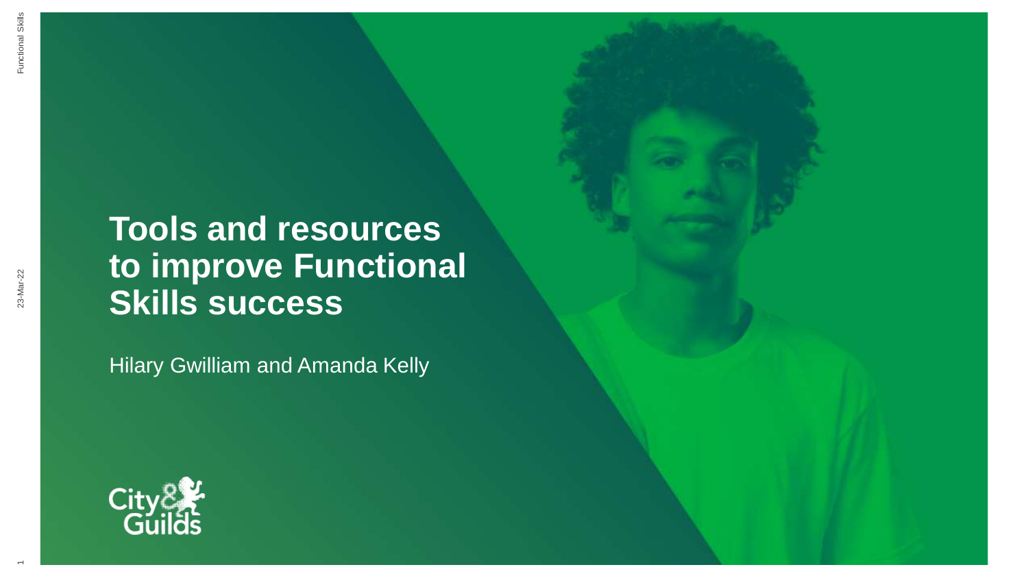# Tools and resources to improve Functional Skills success

Hilary Gwilliam and Amanda Kelly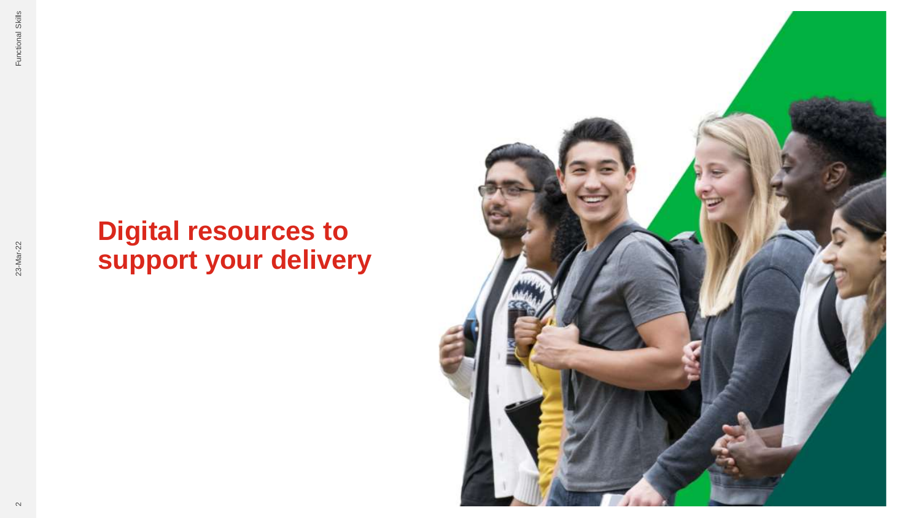# Digital resources to support your delivery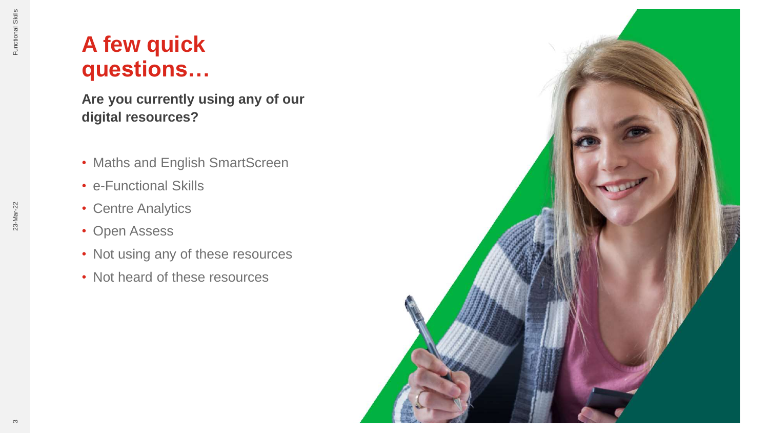# A few quick questions…

**Are you currently using any of our digital resources?**

- Maths and English SmartScreen
- e-Functional Skills
- Centre Analytics
- Open Assess
- Not using any of these resources
- Not heard of these resources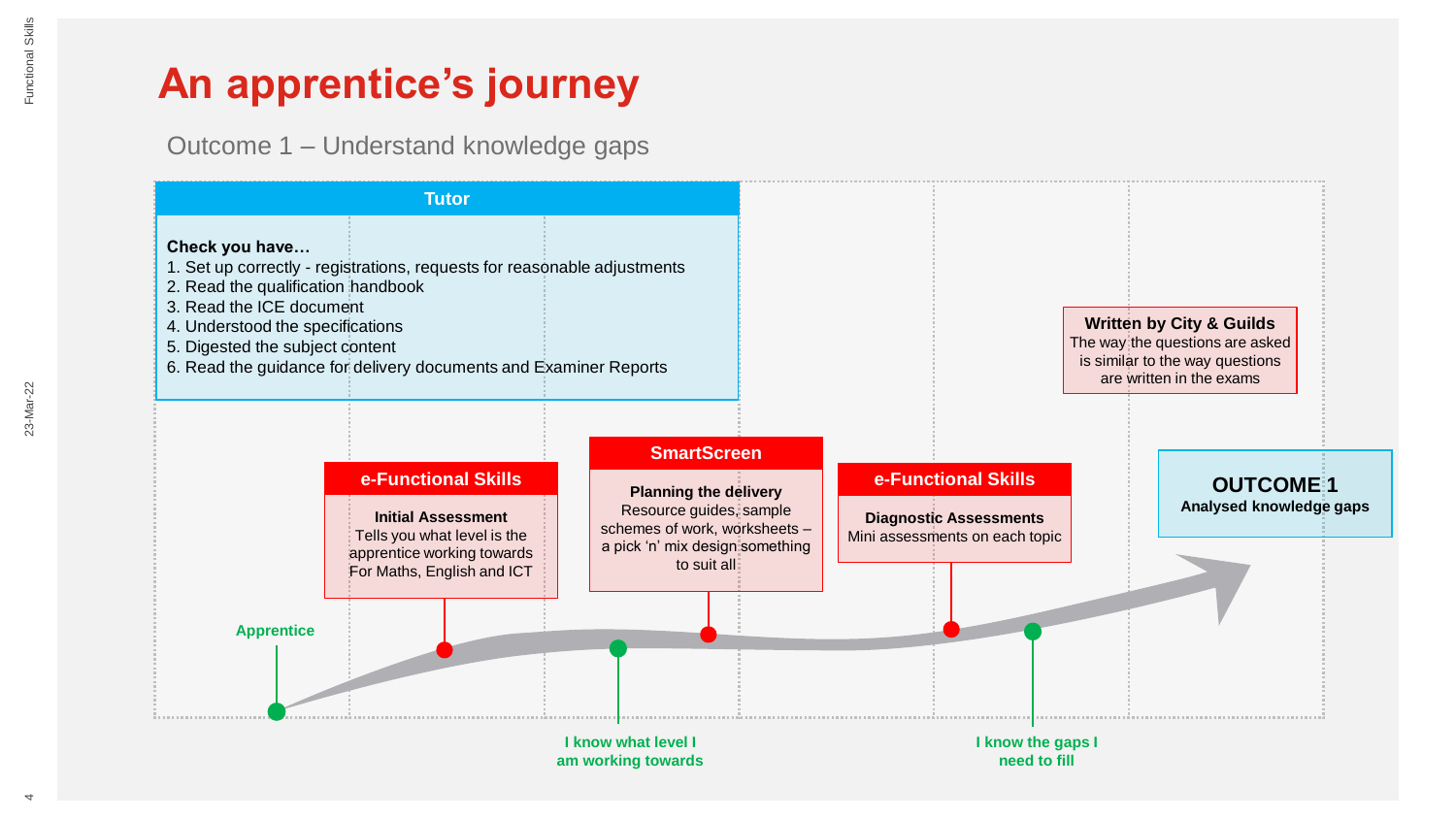# An apprentice's journey

Outcome 1 – Understand knowledge gaps

## Tutor

**Check you have…**

1. Set up correctly - registrations, requests for reasonable adjustments
2. Read the qualification handbook
3. Read the ICE document
4. Understood the specifications
5. Digested the subject content
6. Read the guidance for delivery documents and Examiner Reports

**Written by City & Guilds**
The way the questions are asked is similar to the way questions are written in the exams

**Apprentice**

**e-Functional Skills**

**Initial Assessment**
Tells you what level is the apprentice working towards
For Maths, English and ICT

**I know what level I am working towards**

**SmartScreen**

**Planning the delivery**
Resource guides, sample schemes of work, worksheets – a pick 'n' mix design something to suit all

**e-Functional Skills**

**Diagnostic Assessments**
Mini assessments on each topic

**I know the gaps I need to fill**

**OUTCOME 1**
**Analysed knowledge gaps**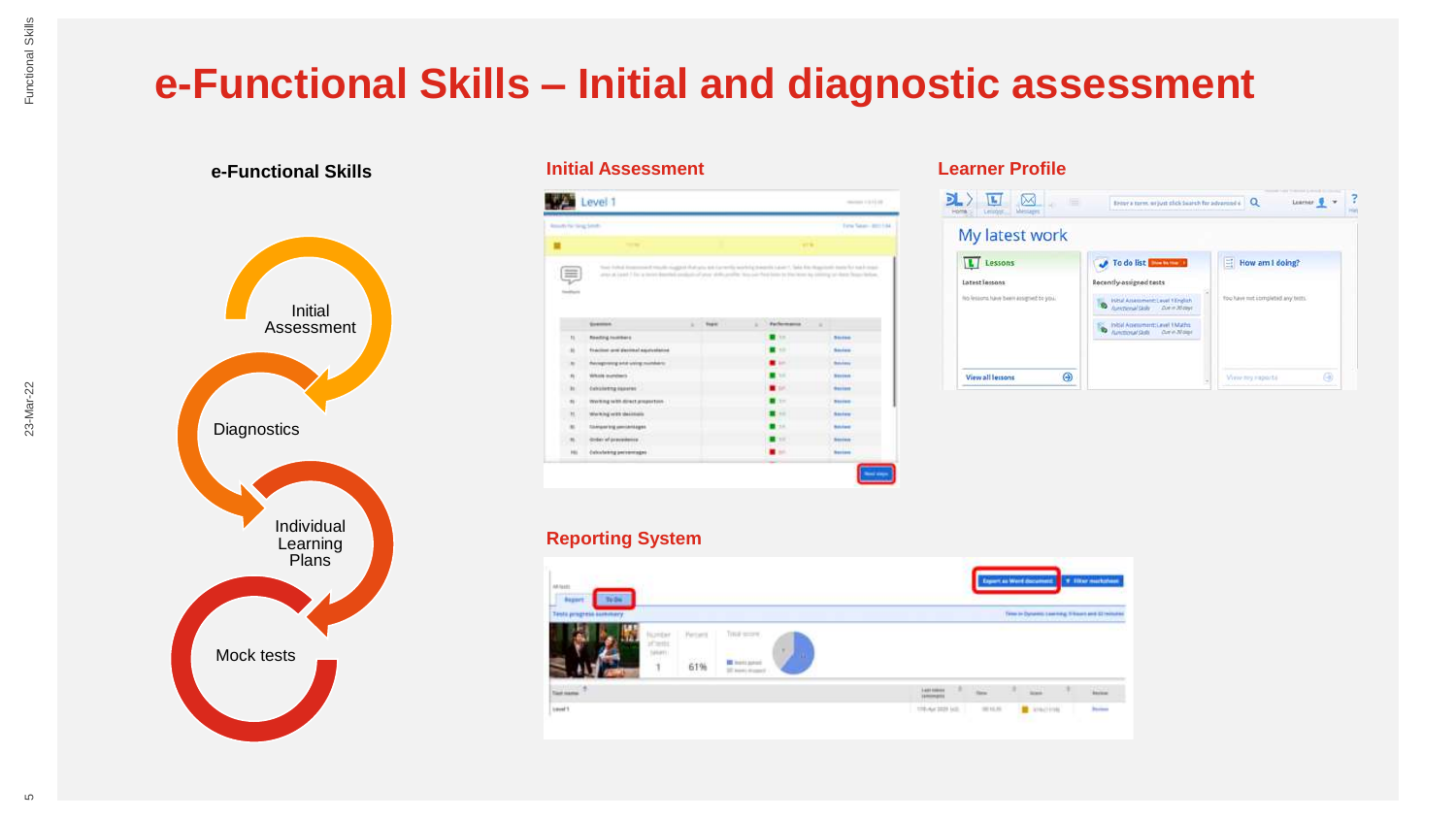# e-Functional Skills – Initial and diagnostic assessment

**e-Functional Skills**

- Initial Assessment
- Diagnostics
- Individual Learning Plans
- Mock tests

**Initial Assessment**

**Learner Profile**

**Reporting System**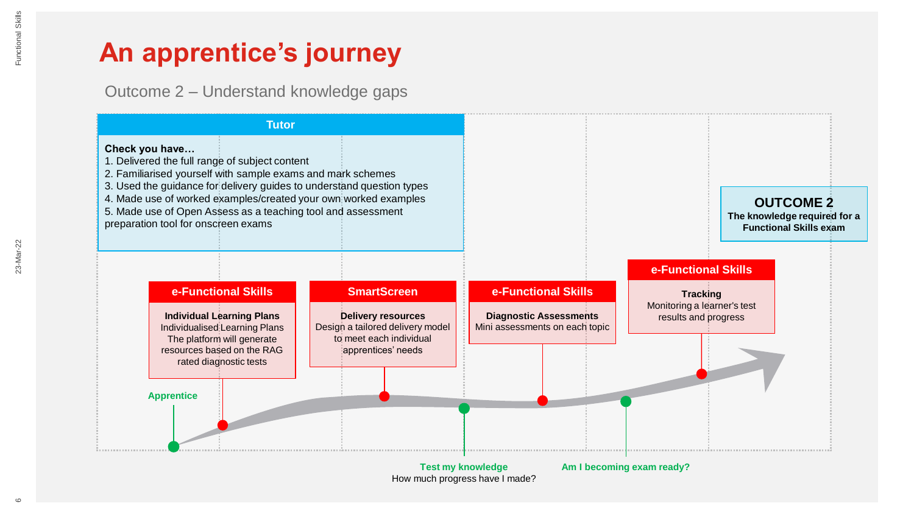# An apprentice's journey

Outcome 2 – Understand knowledge gaps

**Tutor**

**Check you have…**

1. Delivered the full range of subject content
2. Familiarised yourself with sample exams and mark schemes
3. Used the guidance for delivery guides to understand question types
4. Made use of worked examples/created your own worked examples
5. Made use of Open Assess as a teaching tool and assessment preparation tool for onscreen exams

**OUTCOME 2**
**The knowledge required for a Functional Skills exam**

**Apprentice**

**e-Functional Skills**
**Individual Learning Plans**
Individualised Learning Plans
The platform will generate resources based on the RAG rated diagnostic tests

**SmartScreen**
**Delivery resources**
Design a tailored delivery model to meet each individual apprentices' needs

**Test my knowledge**
How much progress have I made?

**e-Functional Skills**
**Diagnostic Assessments**
Mini assessments on each topic

**Am I becoming exam ready?**

**e-Functional Skills**
**Tracking**
Monitoring a learner's test results and progress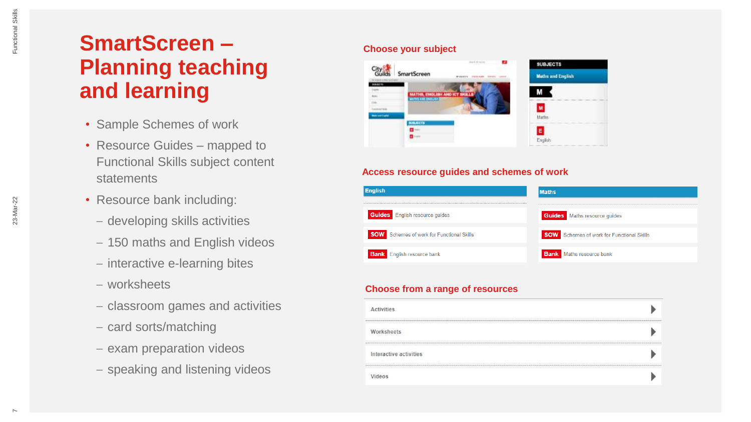# SmartScreen – Planning teaching and learning

- Sample Schemes of work
- Resource Guides – mapped to Functional Skills subject content statements
- Resource bank including:
  - developing skills activities
  - 150 maths and English videos
  - interactive e-learning bites
  - worksheets
  - classroom games and activities
  - card sorts/matching
  - exam preparation videos
  - speaking and listening videos

**Choose your subject**

**Access resource guides and schemes of work**

| English | Maths |
|---|---|
| Guides – English resource guides | Guides – Maths resource guides |
| SOW – Schemes of work for Functional Skills | SOW – Schemes of work for Functional Skills |
| Bank – English resource bank | Bank – Maths resource bank |

**Choose from a range of resources**

- Activities
- Worksheets
- Interactive activities
- Videos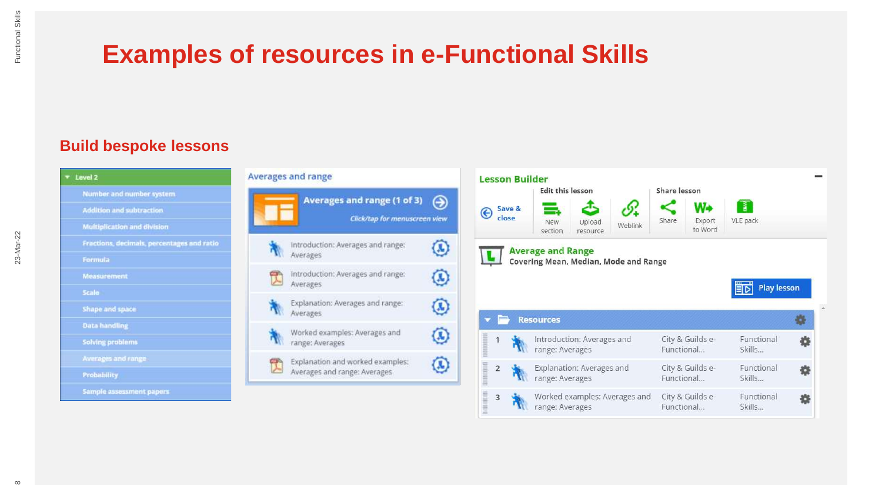# Examples of resources in e-Functional Skills

## Build bespoke lessons

- Level 2
  - Number and number system
  - Addition and subtraction
  - Multiplication and division
  - Fractions, decimals, percentages and ratio
  - Formula
  - Measurement
  - Scale
  - Shape and space
  - Data handling
  - Solving problems
  - Averages and range
  - Probability
  - Sample assessment papers

**Averages and range**

**Averages and range (1 of 3)**

*Click/tap for menuscreen view*

- Introduction: Averages and range: Averages
- Introduction: Averages and range: Averages
- Explanation: Averages and range: Averages
- Worked examples: Averages and range: Averages
- Explanation and worked examples: Averages and range: Averages

**Lesson Builder**

Save & close | **Edit this lesson**: New section, Upload resource, Weblink | **Share lesson**: Share, Export to Word, VLE pack

**Average and Range**
Covering Mean, Median, Mode and Range

Play lesson

**Resources**

| # | Resource | Source | Type |
|---|---|---|---|
| 1 | Introduction: Averages and range: Averages | City & Guilds e-Functional... | Functional Skills... |
| 2 | Explanation: Averages and range: Averages | City & Guilds e-Functional... | Functional Skills... |
| 3 | Worked examples: Averages and range: Averages | City & Guilds e-Functional... | Functional Skills... |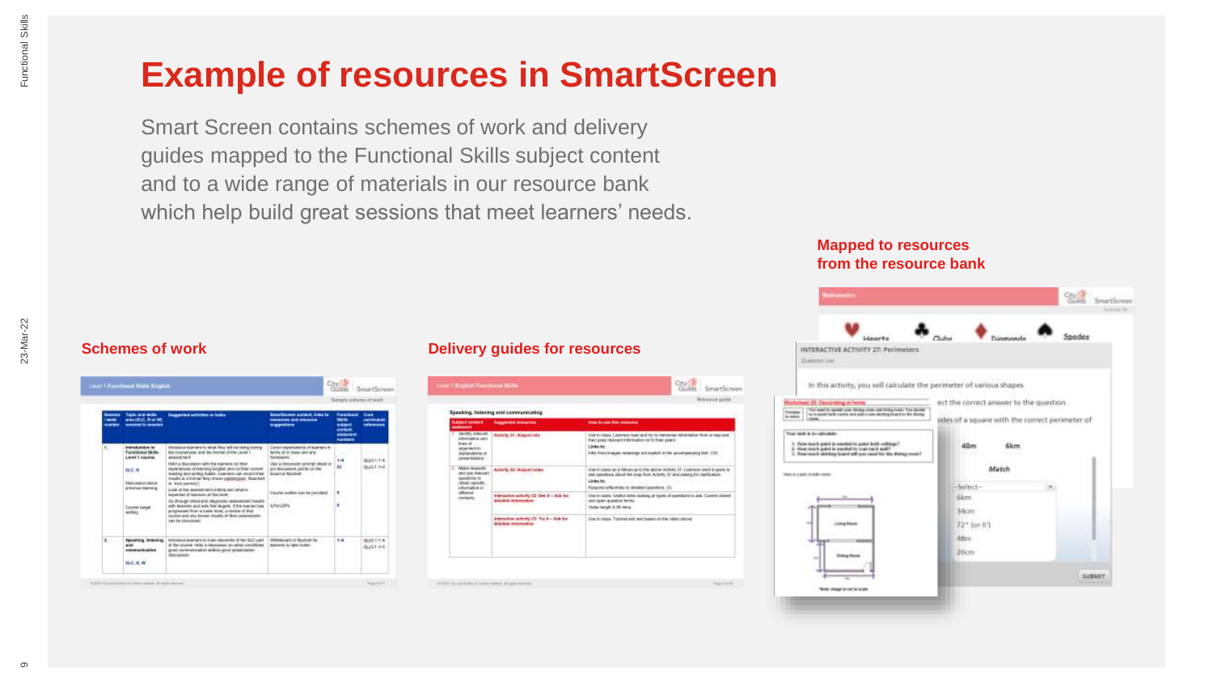# Example of resources in SmartScreen

Smart Screen contains schemes of work and delivery guides mapped to the Functional Skills subject content and to a wide range of materials in our resource bank which help build great sessions that meet learners' needs.

**Schemes of work**

**Delivery guides for resources**

**Mapped to resources from the resource bank**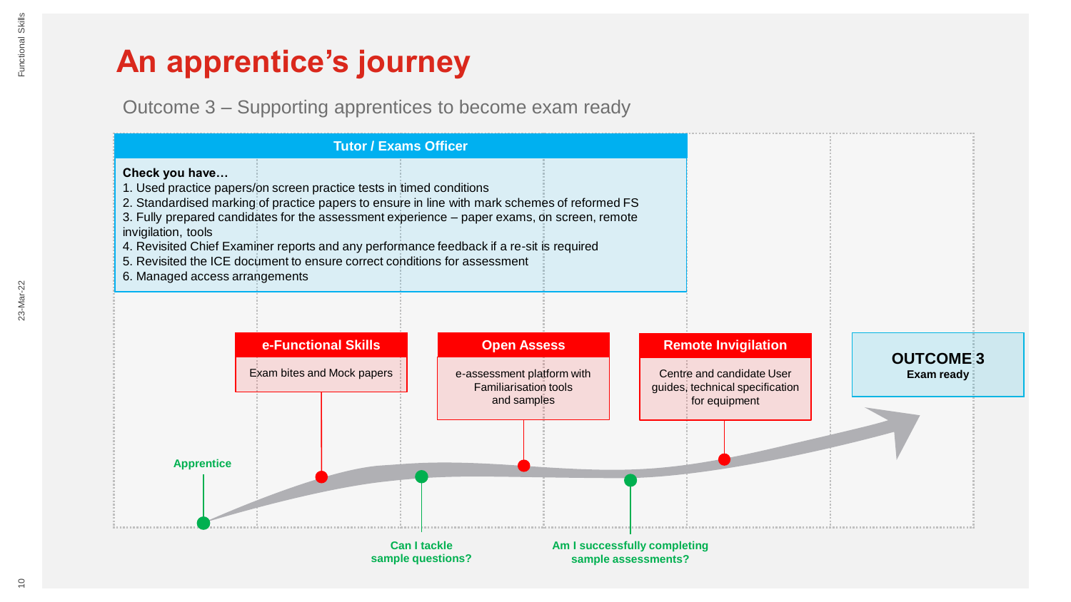# An apprentice's journey

Outcome 3 – Supporting apprentices to become exam ready

**Tutor / Exams Officer**

**Check you have…**

1. Used practice papers/on screen practice tests in timed conditions
2. Standardised marking of practice papers to ensure in line with mark schemes of reformed FS
3. Fully prepared candidates for the assessment experience – paper exams, on screen, remote invigilation, tools
4. Revisited Chief Examiner reports and any performance feedback if a re-sit is required
5. Revisited the ICE document to ensure correct conditions for assessment
6. Managed access arrangements

**e-Functional Skills**
Exam bites and Mock papers

**Open Assess**
e-assessment platform with Familiarisation tools and samples

**Remote Invigilation**
Centre and candidate User guides, technical specification for equipment

**OUTCOME 3**
**Exam ready**

**Apprentice**

**Can I tackle sample questions?**

**Am I successfully completing sample assessments?**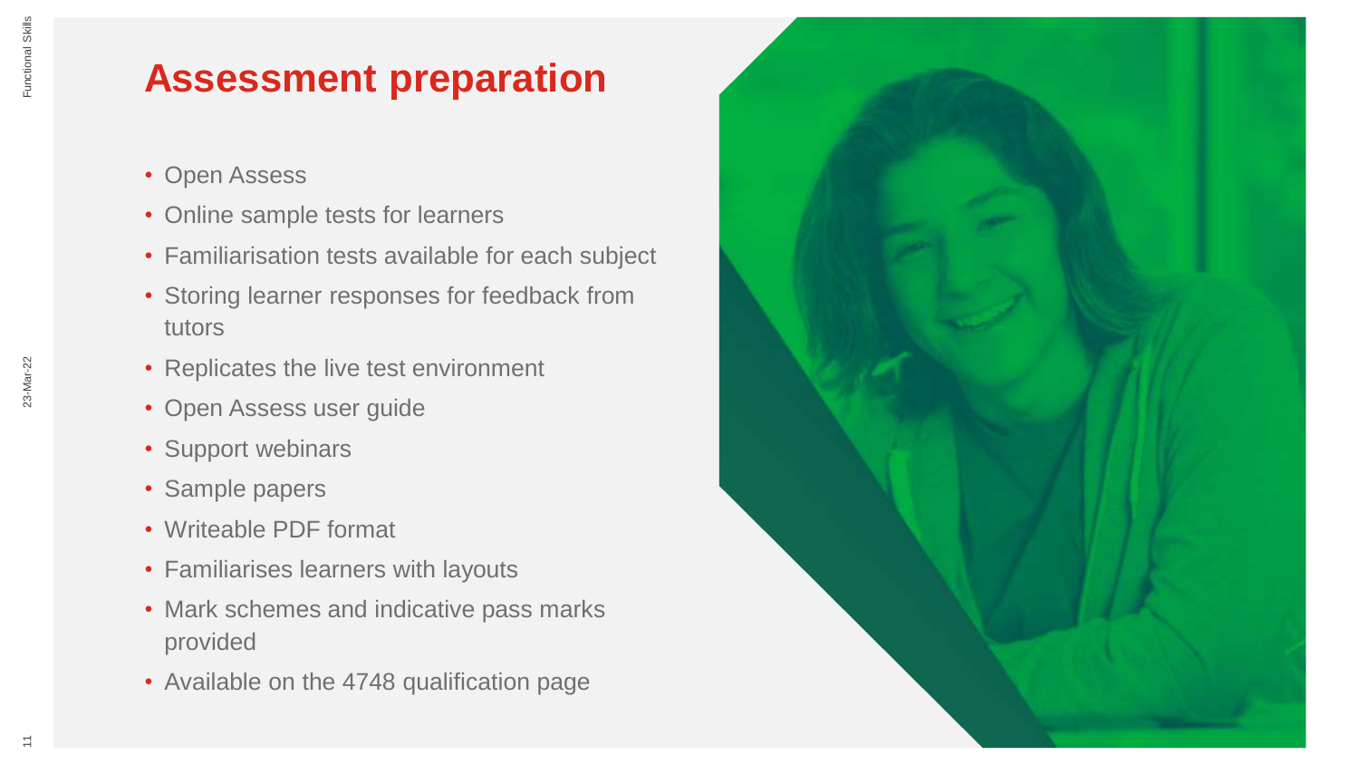# Assessment preparation

- Open Assess
- Online sample tests for learners
- Familiarisation tests available for each subject
- Storing learner responses for feedback from tutors
- Replicates the live test environment
- Open Assess user guide
- Support webinars
- Sample papers
- Writeable PDF format
- Familiarises learners with layouts
- Mark schemes and indicative pass marks provided
- Available on the 4748 qualification page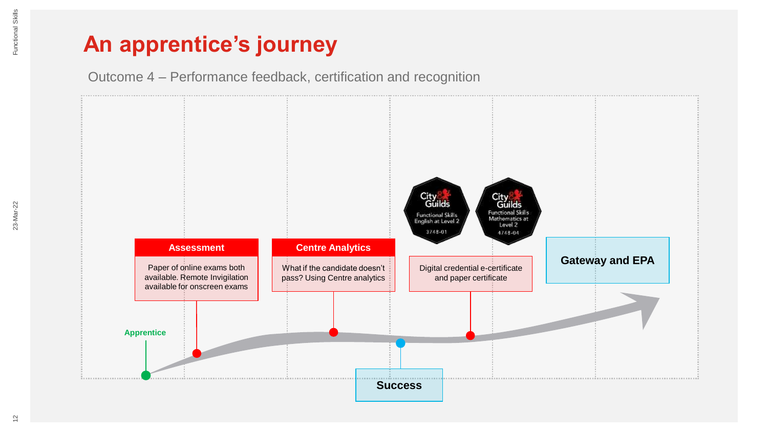# An apprentice's journey

Outcome 4 – Performance feedback, certification and recognition

**Apprentice**

**Assessment**

Paper of online exams both available. Remote Invigilation available for onscreen exams

**Centre Analytics**

What if the candidate doesn't pass? Using Centre analytics

**Success**

City & Guilds Functional Skills English at Level 2 3748-01

City & Guilds Functional Skills Mathematics at Level 2 4748-04

Digital credential e-certificate and paper certificate

**Gateway and EPA**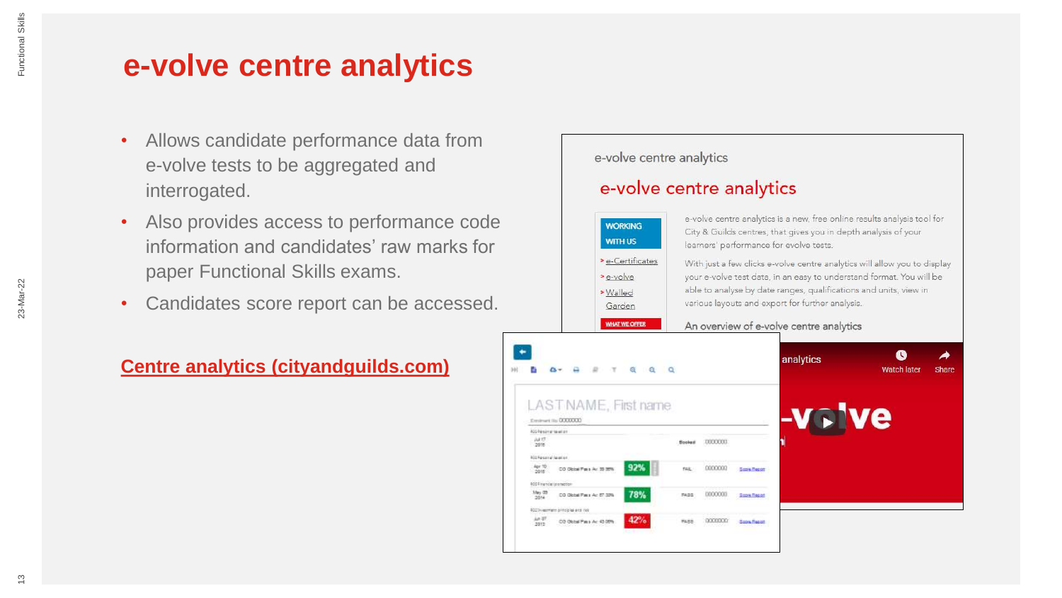# e-volve centre analytics

- Allows candidate performance data from e-volve tests to be aggregated and interrogated.
- Also provides access to performance code information and candidates' raw marks for paper Functional Skills exams.
- Candidates score report can be accessed.

**Centre analytics (cityandguilds.com)**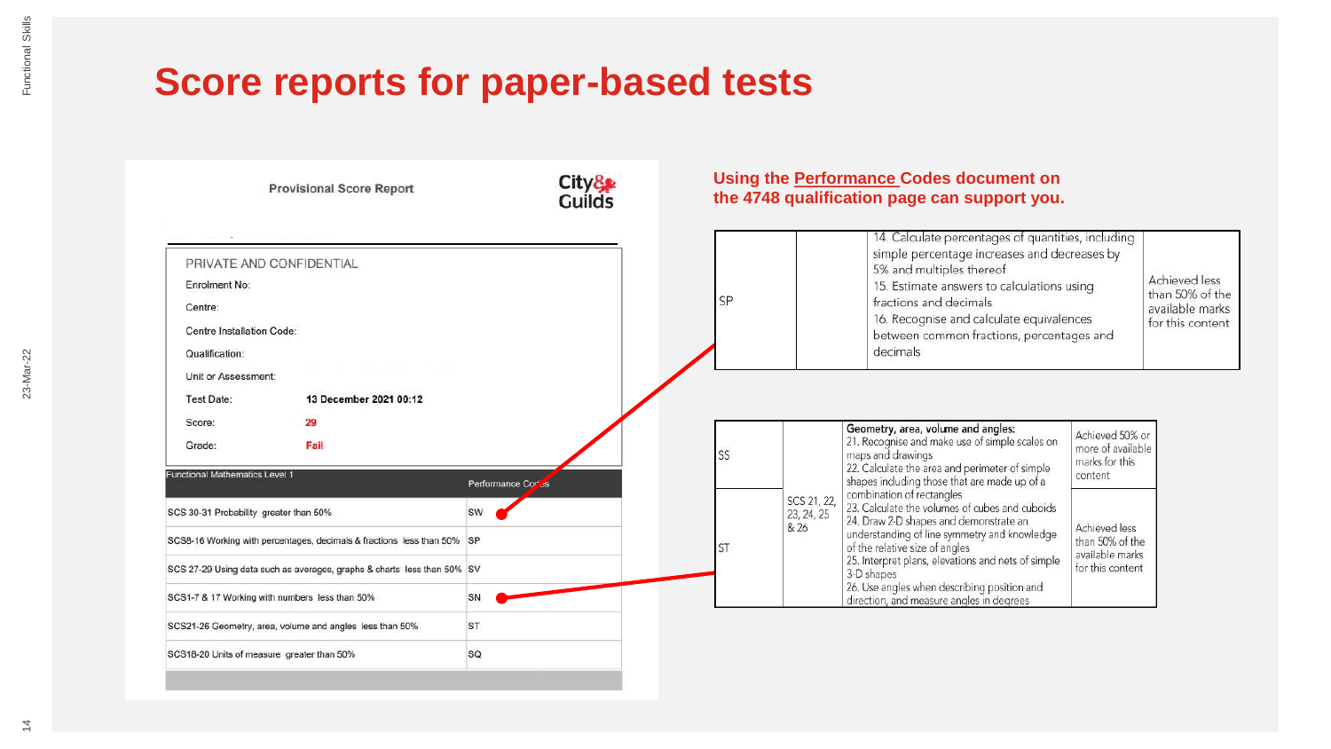# Score reports for paper-based tests

**Provisional Score Report**

City & Guilds

PRIVATE AND CONFIDENTIAL

Enrolment No:

Centre:

Centre Installation Code:

Qualification:

Unit or Assessment:

Test Date: **13 December 2021 00:12**

Score: **29**

Grade: **Fail**

| Functional Mathematics Level 1 | Performance Codes |
|---|---|
| SCS 30-31 Probability greater than 50% | SW |
| SCS8-16 Working with percentages, decimals & fractions less than 50% | SP |
| SCS 27-29 Using data such as averages, graphs & charts less than 50% | SV |
| SCS1-7 & 17 Working with numbers less than 50% | SN |
| SCS21-26 Geometry, area, volume and angles less than 50% | ST |
| SCS18-20 Units of measure greater than 50% | SQ |

**Using the Performance Codes document on the 4748 qualification page can support you.**

| | | | |
|---|---|---|---|
| SP | | 14. Calculate percentages of quantities, including simple percentage increases and decreases by 5% and multiples thereof<br>15. Estimate answers to calculations using fractions and decimals<br>16. Recognise and calculate equivalences between common fractions, percentages and decimals | Achieved less than 50% of the available marks for this content |

| | | | |
|---|---|---|---|
| SS | SCS 21, 22, 23, 24, 25 & 26 | **Geometry, area, volume and angles:**<br>21. Recognise and make use of simple scales on maps and drawings<br>22. Calculate the area and perimeter of simple shapes including those that are made up of a combination of rectangles<br>23. Calculate the volumes of cubes and cuboids<br>24. Draw 2-D shapes and demonstrate an understanding of line symmetry and knowledge of the relative size of angles<br>25. Interpret plans, elevations and nets of simple 3-D shapes<br>26. Use angles when describing position and direction, and measure angles in degrees | Achieved 50% or more of available marks for this content |
| ST | | | Achieved less than 50% of the available marks for this content |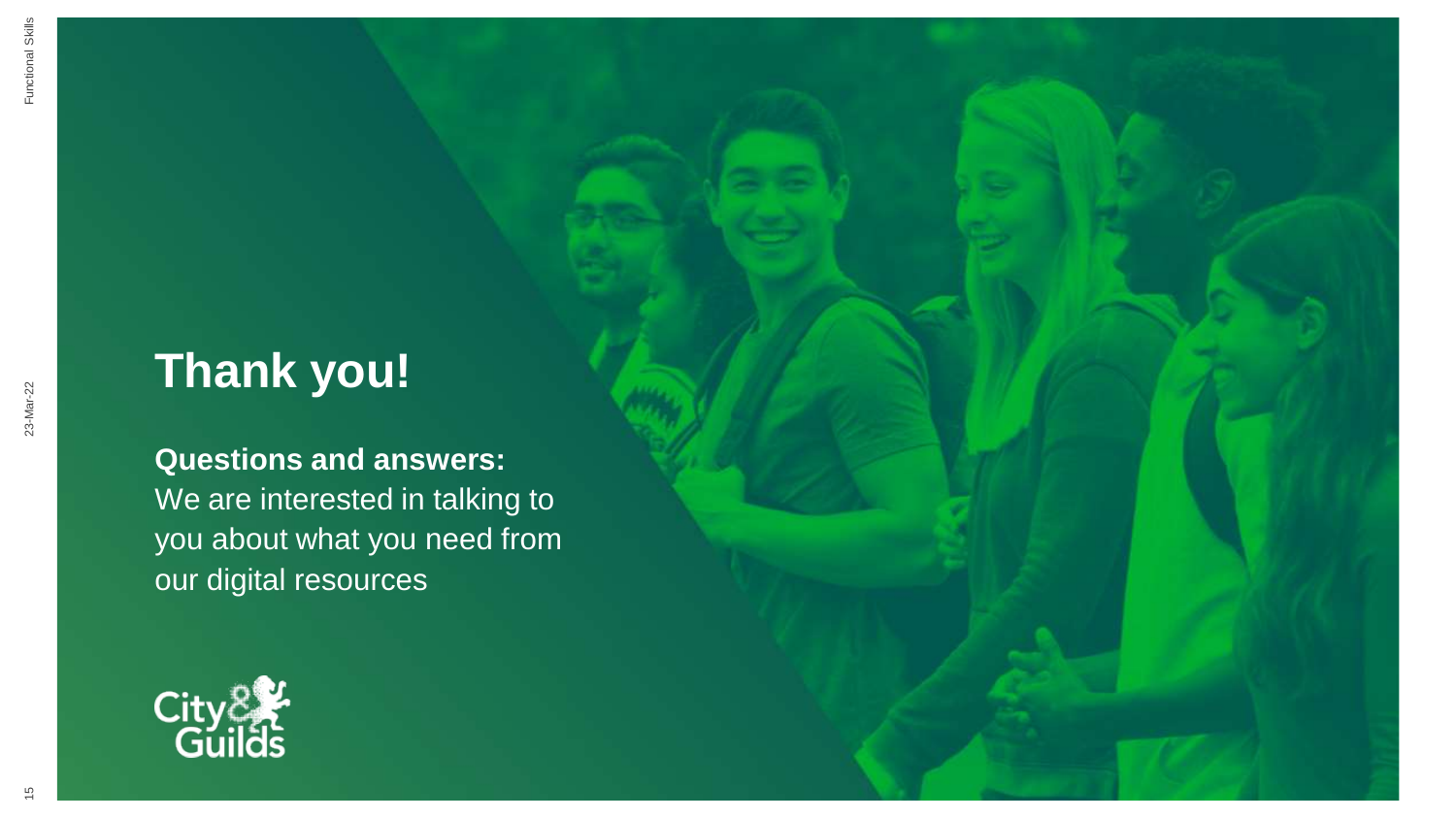# Thank you!

**Questions and answers:**
We are interested in talking to you about what you need from our digital resources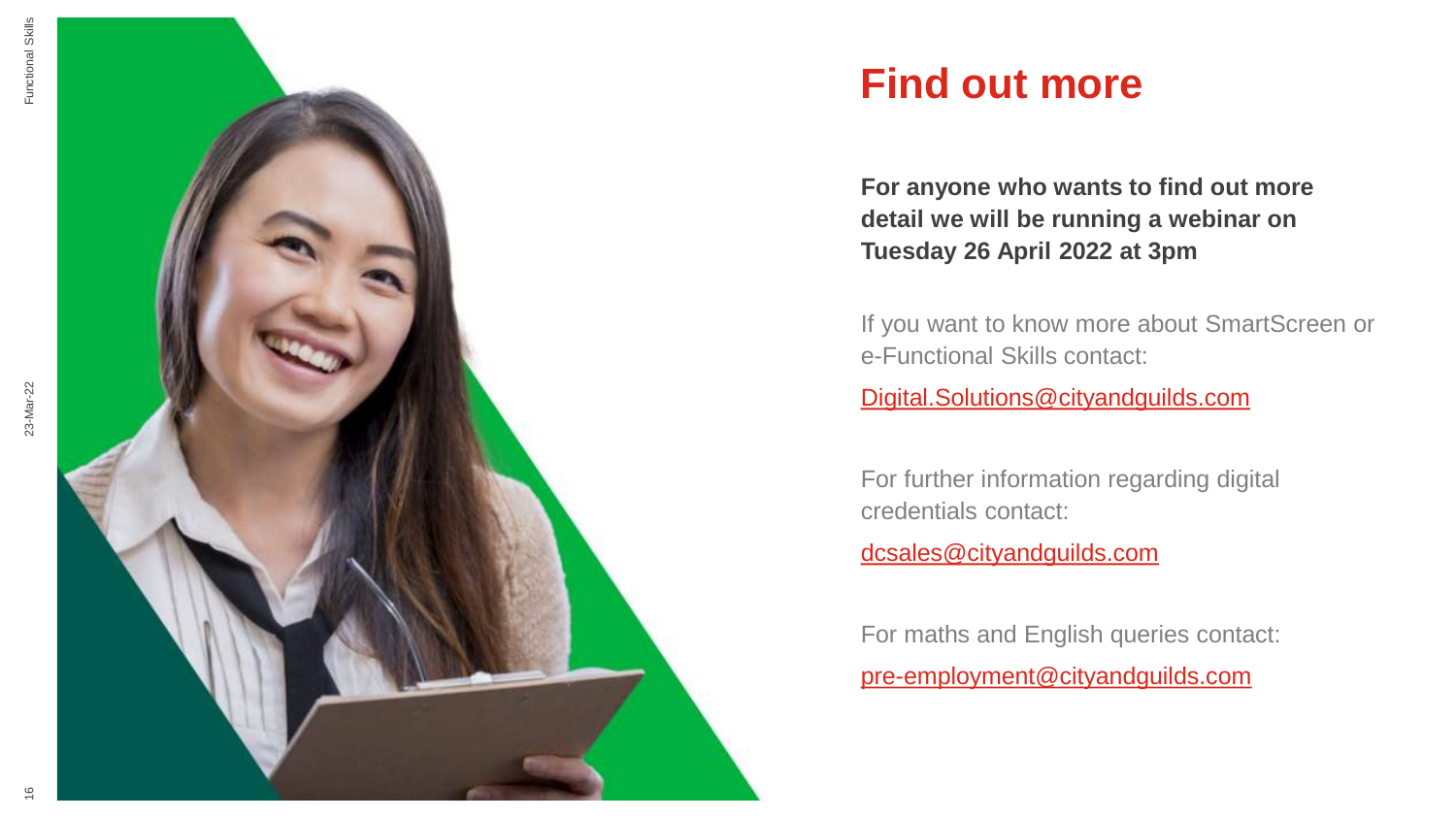# Find out more

**For anyone who wants to find out more detail we will be running a webinar on Tuesday 26 April 2022 at 3pm**

If you want to know more about SmartScreen or e-Functional Skills contact:

Digital.Solutions@cityandguilds.com

For further information regarding digital credentials contact:

dcsales@cityandguilds.com

For maths and English queries contact:

pre-employment@cityandguilds.com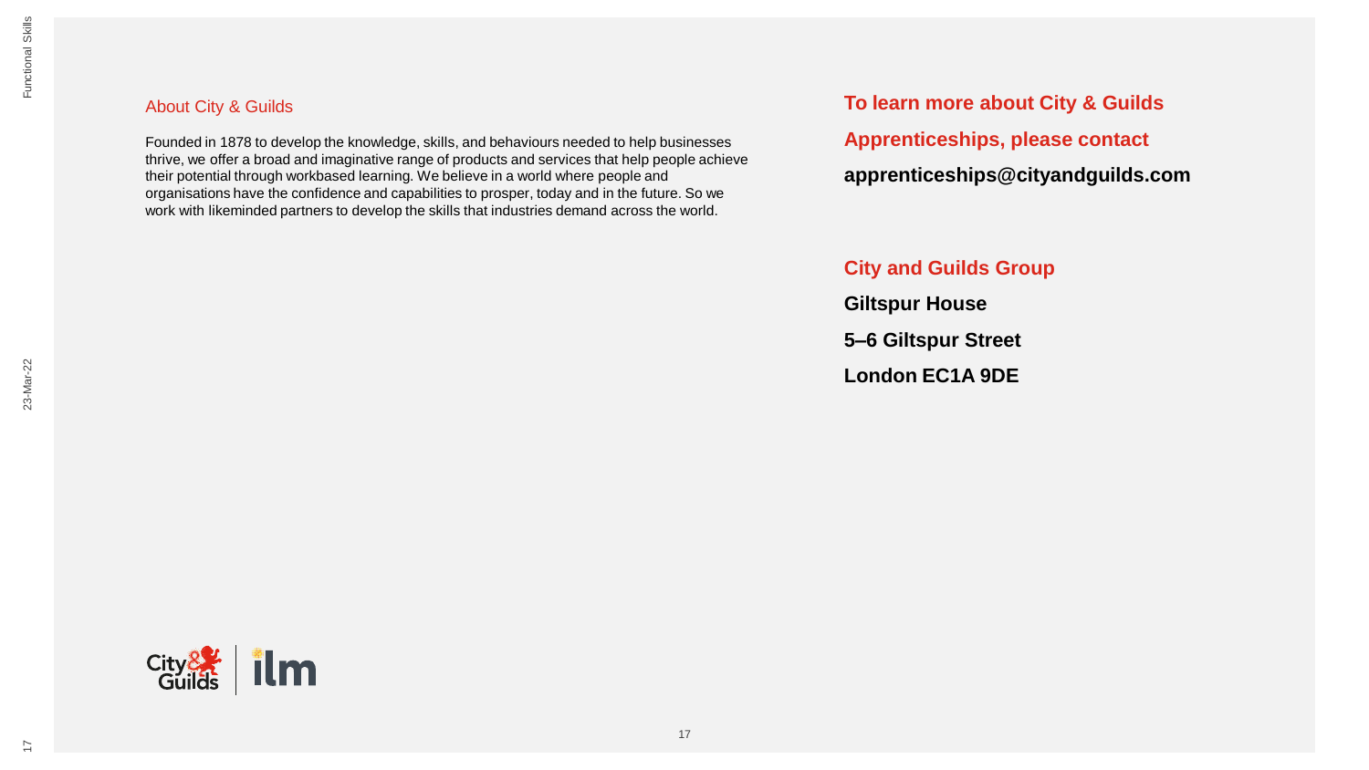## About City & Guilds

Founded in 1878 to develop the knowledge, skills, and behaviours needed to help businesses thrive, we offer a broad and imaginative range of products and services that help people achieve their potential through workbased learning. We believe in a world where people and organisations have the confidence and capabilities to prosper, today and in the future. So we work with likeminded partners to develop the skills that industries demand across the world.

**To learn more about City & Guilds Apprenticeships, please contact**

**apprenticeships@cityandguilds.com**

**City and Guilds Group**

**Giltspur House**

**5–6 Giltspur Street**

**London EC1A 9DE**